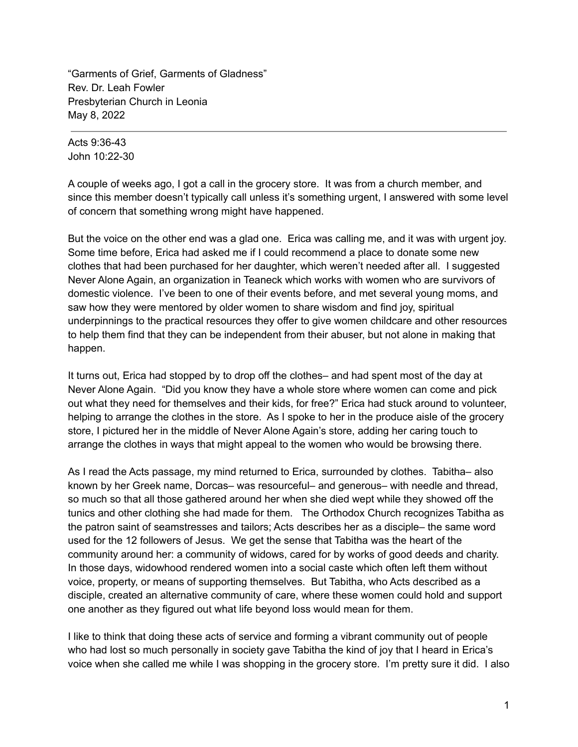"Garments of Grief, Garments of Gladness"
Rev. Dr. Leah Fowler
Presbyterian Church in Leonia
May 8, 2022

---

Acts 9:36-43
John 10:22-30

A couple of weeks ago, I got a call in the grocery store. It was from a church member, and since this member doesn't typically call unless it's something urgent, I answered with some level of concern that something wrong might have happened.

But the voice on the other end was a glad one. Erica was calling me, and it was with urgent joy. Some time before, Erica had asked me if I could recommend a place to donate some new clothes that had been purchased for her daughter, which weren't needed after all. I suggested Never Alone Again, an organization in Teaneck which works with women who are survivors of domestic violence. I've been to one of their events before, and met several young moms, and saw how they were mentored by older women to share wisdom and find joy, spiritual underpinnings to the practical resources they offer to give women childcare and other resources to help them find that they can be independent from their abuser, but not alone in making that happen.

It turns out, Erica had stopped by to drop off the clothes– and had spent most of the day at Never Alone Again. "Did you know they have a whole store where women can come and pick out what they need for themselves and their kids, for free?" Erica had stuck around to volunteer, helping to arrange the clothes in the store. As I spoke to her in the produce aisle of the grocery store, I pictured her in the middle of Never Alone Again's store, adding her caring touch to arrange the clothes in ways that might appeal to the women who would be browsing there.

As I read the Acts passage, my mind returned to Erica, surrounded by clothes. Tabitha– also known by her Greek name, Dorcas– was resourceful– and generous– with needle and thread, so much so that all those gathered around her when she died wept while they showed off the tunics and other clothing she had made for them. The Orthodox Church recognizes Tabitha as the patron saint of seamstresses and tailors; Acts describes her as a disciple– the same word used for the 12 followers of Jesus. We get the sense that Tabitha was the heart of the community around her: a community of widows, cared for by works of good deeds and charity. In those days, widowhood rendered women into a social caste which often left them without voice, property, or means of supporting themselves. But Tabitha, who Acts described as a disciple, created an alternative community of care, where these women could hold and support one another as they figured out what life beyond loss would mean for them.

I like to think that doing these acts of service and forming a vibrant community out of people who had lost so much personally in society gave Tabitha the kind of joy that I heard in Erica's voice when she called me while I was shopping in the grocery store. I'm pretty sure it did. I also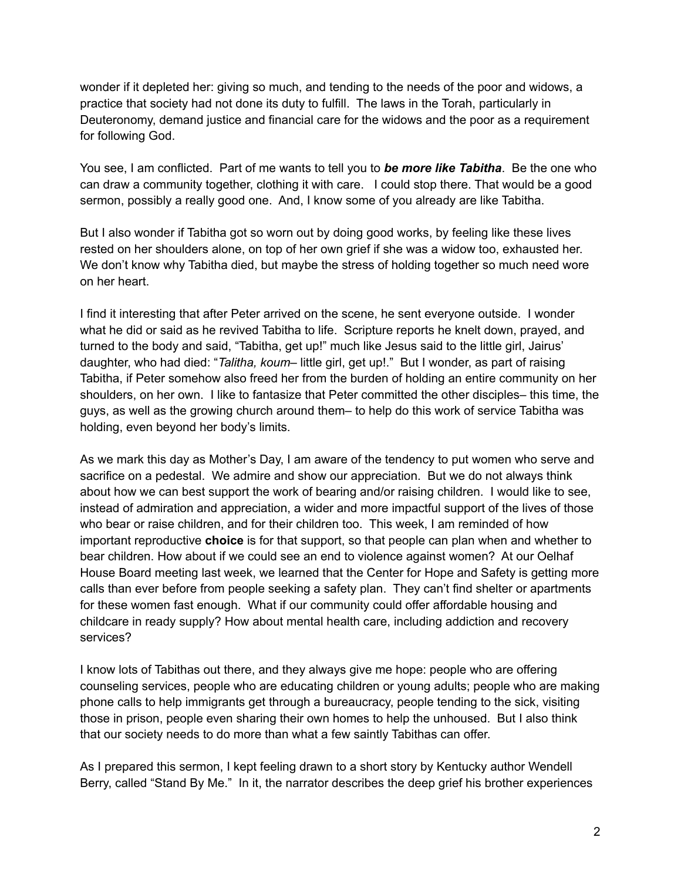wonder if it depleted her: giving so much, and tending to the needs of the poor and widows, a practice that society had not done its duty to fulfill. The laws in the Torah, particularly in Deuteronomy, demand justice and financial care for the widows and the poor as a requirement for following God.

You see, I am conflicted. Part of me wants to tell you to ***be more like Tabitha***. Be the one who can draw a community together, clothing it with care. I could stop there. That would be a good sermon, possibly a really good one. And, I know some of you already are like Tabitha.

But I also wonder if Tabitha got so worn out by doing good works, by feeling like these lives rested on her shoulders alone, on top of her own grief if she was a widow too, exhausted her. We don't know why Tabitha died, but maybe the stress of holding together so much need wore on her heart.

I find it interesting that after Peter arrived on the scene, he sent everyone outside. I wonder what he did or said as he revived Tabitha to life. Scripture reports he knelt down, prayed, and turned to the body and said, "Tabitha, get up!" much like Jesus said to the little girl, Jairus' daughter, who had died: "*Talitha, koum*– little girl, get up!." But I wonder, as part of raising Tabitha, if Peter somehow also freed her from the burden of holding an entire community on her shoulders, on her own. I like to fantasize that Peter committed the other disciples– this time, the guys, as well as the growing church around them– to help do this work of service Tabitha was holding, even beyond her body's limits.

As we mark this day as Mother's Day, I am aware of the tendency to put women who serve and sacrifice on a pedestal. We admire and show our appreciation. But we do not always think about how we can best support the work of bearing and/or raising children. I would like to see, instead of admiration and appreciation, a wider and more impactful support of the lives of those who bear or raise children, and for their children too. This week, I am reminded of how important reproductive **choice** is for that support, so that people can plan when and whether to bear children. How about if we could see an end to violence against women? At our Oelhaf House Board meeting last week, we learned that the Center for Hope and Safety is getting more calls than ever before from people seeking a safety plan. They can't find shelter or apartments for these women fast enough. What if our community could offer affordable housing and childcare in ready supply? How about mental health care, including addiction and recovery services?

I know lots of Tabithas out there, and they always give me hope: people who are offering counseling services, people who are educating children or young adults; people who are making phone calls to help immigrants get through a bureaucracy, people tending to the sick, visiting those in prison, people even sharing their own homes to help the unhoused. But I also think that our society needs to do more than what a few saintly Tabithas can offer.

As I prepared this sermon, I kept feeling drawn to a short story by Kentucky author Wendell Berry, called "Stand By Me." In it, the narrator describes the deep grief his brother experiences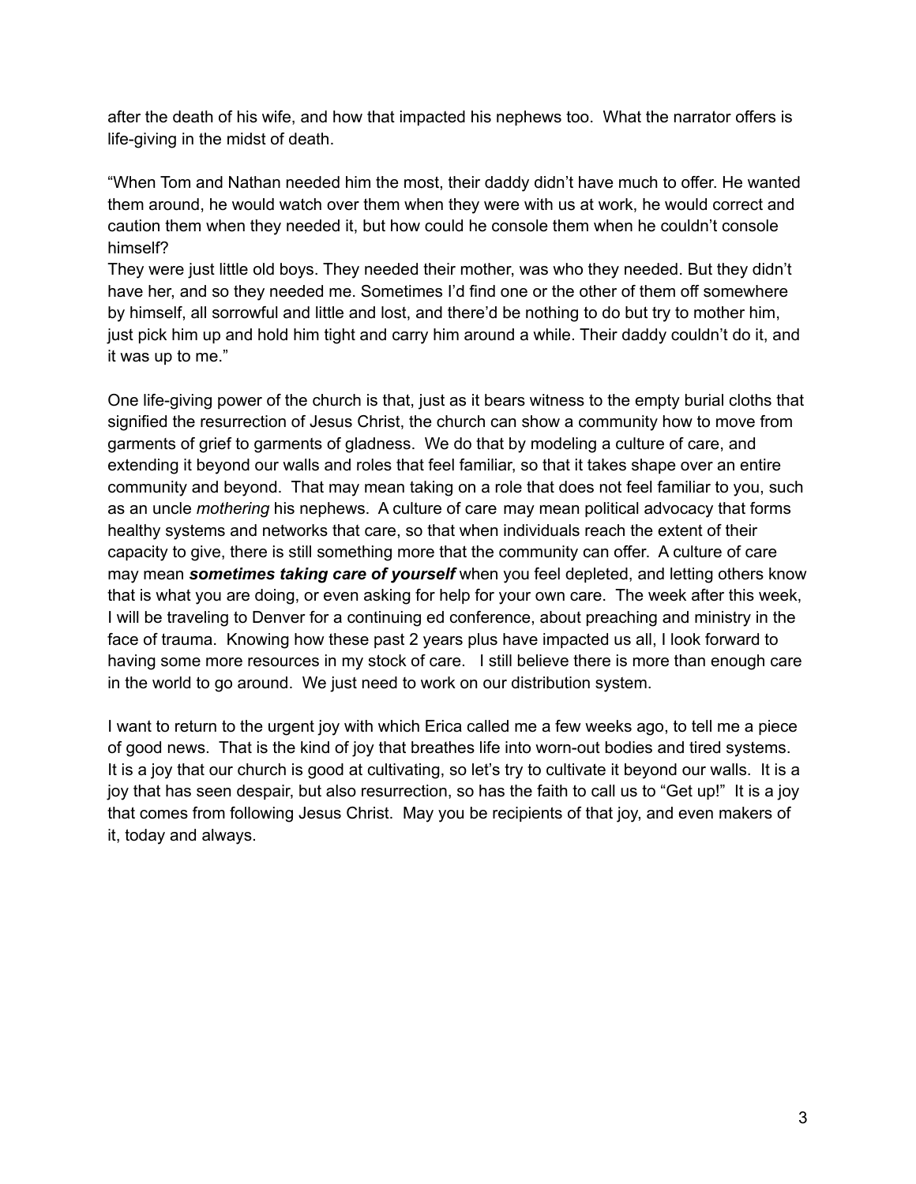after the death of his wife, and how that impacted his nephews too. What the narrator offers is life-giving in the midst of death.

"When Tom and Nathan needed him the most, their daddy didn't have much to offer. He wanted them around, he would watch over them when they were with us at work, he would correct and caution them when they needed it, but how could he console them when he couldn't console himself?
They were just little old boys. They needed their mother, was who they needed. But they didn't have her, and so they needed me. Sometimes I'd find one or the other of them off somewhere by himself, all sorrowful and little and lost, and there'd be nothing to do but try to mother him, just pick him up and hold him tight and carry him around a while. Their daddy couldn't do it, and it was up to me."

One life-giving power of the church is that, just as it bears witness to the empty burial cloths that signified the resurrection of Jesus Christ, the church can show a community how to move from garments of grief to garments of gladness. We do that by modeling a culture of care, and extending it beyond our walls and roles that feel familiar, so that it takes shape over an entire community and beyond. That may mean taking on a role that does not feel familiar to you, such as an uncle *mothering* his nephews. A culture of care may mean political advocacy that forms healthy systems and networks that care, so that when individuals reach the extent of their capacity to give, there is still something more that the community can offer. A culture of care may mean ***sometimes taking care of yourself*** when you feel depleted, and letting others know that is what you are doing, or even asking for help for your own care. The week after this week, I will be traveling to Denver for a continuing ed conference, about preaching and ministry in the face of trauma. Knowing how these past 2 years plus have impacted us all, I look forward to having some more resources in my stock of care. I still believe there is more than enough care in the world to go around. We just need to work on our distribution system.

I want to return to the urgent joy with which Erica called me a few weeks ago, to tell me a piece of good news. That is the kind of joy that breathes life into worn-out bodies and tired systems. It is a joy that our church is good at cultivating, so let's try to cultivate it beyond our walls. It is a joy that has seen despair, but also resurrection, so has the faith to call us to "Get up!" It is a joy that comes from following Jesus Christ. May you be recipients of that joy, and even makers of it, today and always.